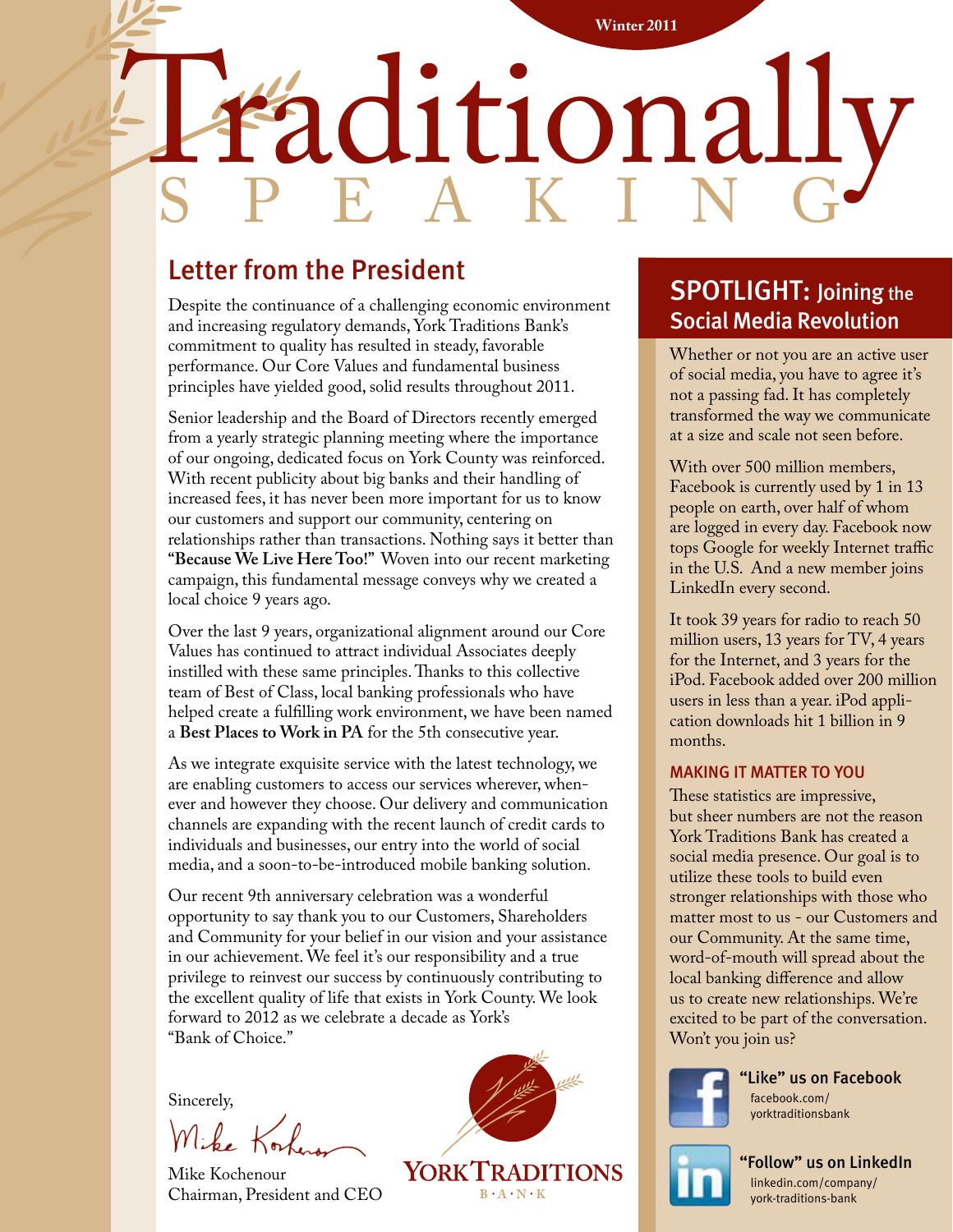Winter 2011

# Traditionally SPEAKING

## Letter from the President

Despite the continuance of a challenging economic environment and increasing regulatory demands, York Traditions Bank's commitment to quality has resulted in steady, favorable performance. Our Core Values and fundamental business principles have yielded good, solid results throughout 2011.

Senior leadership and the Board of Directors recently emerged from a yearly strategic planning meeting where the importance of our ongoing, dedicated focus on York County was reinforced. With recent publicity about big banks and their handling of increased fees, it has never been more important for us to know our customers and support our community, centering on relationships rather than transactions. Nothing says it better than **"Because We Live Here Too!"** Woven into our recent marketing campaign, this fundamental message conveys why we created a local choice 9 years ago.

Over the last 9 years, organizational alignment around our Core Values has continued to attract individual Associates deeply instilled with these same principles. Thanks to this collective team of Best of Class, local banking professionals who have helped create a fulfilling work environment, we have been named a **Best Places to Work in PA** for the 5th consecutive year.

As we integrate exquisite service with the latest technology, we are enabling customers to access our services wherever, whenever and however they choose. Our delivery and communication channels are expanding with the recent launch of credit cards to individuals and businesses, our entry into the world of social media, and a soon-to-be-introduced mobile banking solution.

Our recent 9th anniversary celebration was a wonderful opportunity to say thank you to our Customers, Shareholders and Community for your belief in our vision and your assistance in our achievement. We feel it's our responsibility and a true privilege to reinvest our success by continuously contributing to the excellent quality of life that exists in York County. We look forward to 2012 as we celebrate a decade as York's "Bank of Choice."

Sincerely,

Mike Kochenour
Chairman, President and CEO

YORK TRADITIONS B·A·N·K

## SPOTLIGHT: Joining the Social Media Revolution

Whether or not you are an active user of social media, you have to agree it's not a passing fad. It has completely transformed the way we communicate at a size and scale not seen before.

With over 500 million members, Facebook is currently used by 1 in 13 people on earth, over half of whom are logged in every day. Facebook now tops Google for weekly Internet traffic in the U.S. And a new member joins LinkedIn every second.

It took 39 years for radio to reach 50 million users, 13 years for TV, 4 years for the Internet, and 3 years for the iPod. Facebook added over 200 million users in less than a year. iPod application downloads hit 1 billion in 9 months.

### MAKING IT MATTER TO YOU

These statistics are impressive, but sheer numbers are not the reason York Traditions Bank has created a social media presence. Our goal is to utilize these tools to build even stronger relationships with those who matter most to us - our Customers and our Community. At the same time, word-of-mouth will spread about the local banking difference and allow us to create new relationships. We're excited to be part of the conversation. Won't you join us?

**"Like" us on Facebook**
facebook.com/yorktraditionsbank

**"Follow" us on LinkedIn**
linkedin.com/company/york-traditions-bank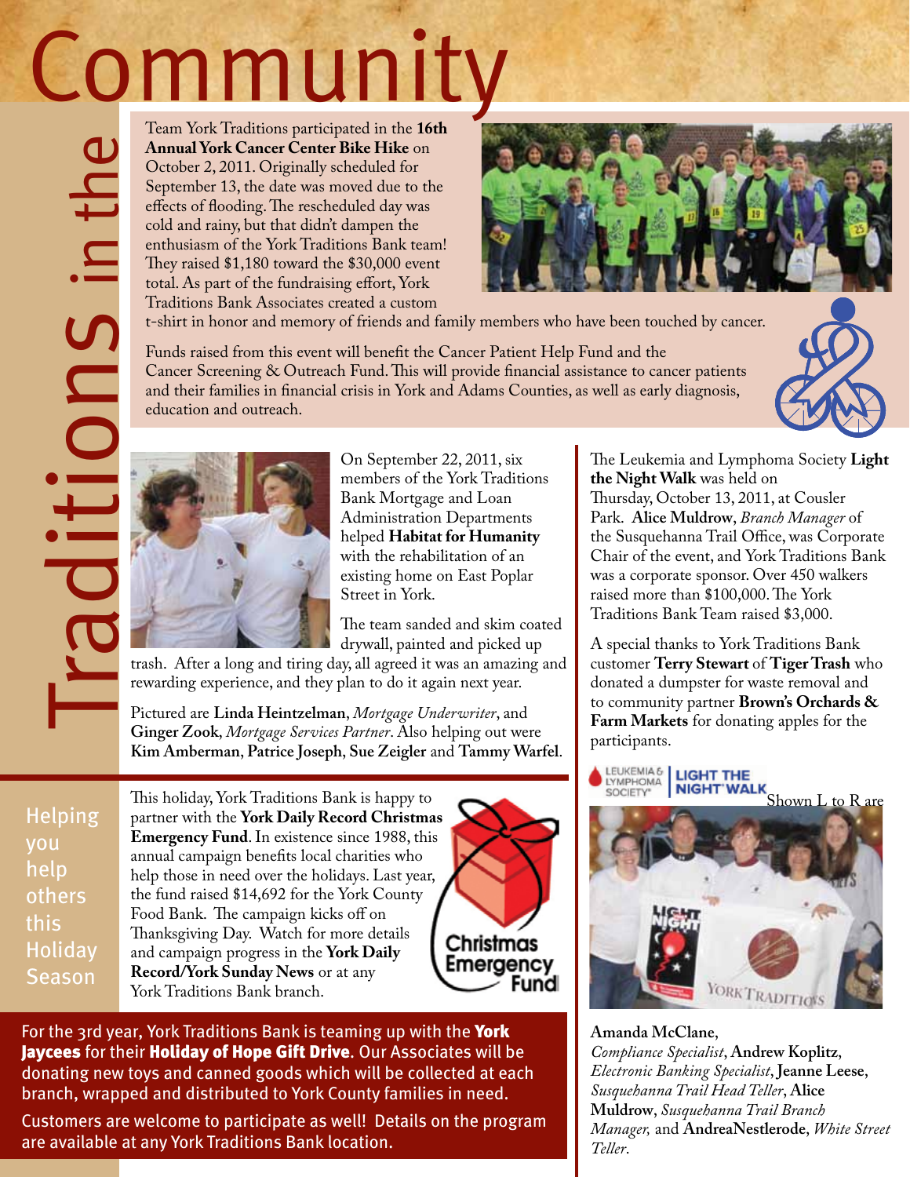# Community Traditions in the

Team York Traditions participated in the **16th Annual York Cancer Center Bike Hike** on October 2, 2011. Originally scheduled for September 13, the date was moved due to the effects of flooding. The rescheduled day was cold and rainy, but that didn't dampen the enthusiasm of the York Traditions Bank team! They raised $1,180 toward the $30,000 event total. As part of the fundraising effort, York Traditions Bank Associates created a custom t-shirt in honor and memory of friends and family members who have been touched by cancer.

Funds raised from this event will benefit the Cancer Patient Help Fund and the Cancer Screening & Outreach Fund. This will provide financial assistance to cancer patients and their families in financial crisis in York and Adams Counties, as well as early diagnosis, education and outreach.

On September 22, 2011, six members of the York Traditions Bank Mortgage and Loan Administration Departments helped **Habitat for Humanity** with the rehabilitation of an existing home on East Poplar Street in York.

The team sanded and skim coated drywall, painted and picked up trash. After a long and tiring day, all agreed it was an amazing and rewarding experience, and they plan to do it again next year.

Pictured are **Linda Heintzelman**, *Mortgage Underwriter*, and **Ginger Zook**, *Mortgage Services Partner*. Also helping out were **Kim Amberman**, **Patrice Joseph**, **Sue Zeigler** and **Tammy Warfel**.

The Leukemia and Lymphoma Society **Light the Night Walk** was held on Thursday, October 13, 2011, at Cousler Park. **Alice Muldrow**, *Branch Manager* of the Susquehanna Trail Office, was Corporate Chair of the event, and York Traditions Bank was a corporate sponsor. Over 450 walkers raised more than $100,000. The York Traditions Bank Team raised $3,000.

A special thanks to York Traditions Bank customer **Terry Stewart** of **Tiger Trash** who donated a dumpster for waste removal and to community partner **Brown's Orchards & Farm Markets** for donating apples for the participants.

Leukemia & Lymphoma Society — LIGHT THE NIGHT WALK

Shown L to R are **Amanda McClane**, *Compliance Specialist*, **Andrew Koplitz**, *Electronic Banking Specialist*, **Jeanne Leese**, *Susquehanna Trail Head Teller*, **Alice Muldrow**, *Susquehanna Trail Branch Manager,* and **AndreaNestlerode**, *White Street Teller*.

## Helping you help others this Holiday Season

This holiday, York Traditions Bank is happy to partner with the **York Daily Record Christmas Emergency Fund**. In existence since 1988, this annual campaign benefits local charities who help those in need over the holidays. Last year, the fund raised $14,692 for the York County Food Bank. The campaign kicks off on Thanksgiving Day. Watch for more details and campaign progress in the **York Daily Record/York Sunday News** or at any York Traditions Bank branch.

Christmas Emergency Fund

For the 3rd year, York Traditions Bank is teaming up with the **York Jaycees** for their **Holiday of Hope Gift Drive**. Our Associates will be donating new toys and canned goods which will be collected at each branch, wrapped and distributed to York County families in need.

Customers are welcome to participate as well! Details on the program are available at any York Traditions Bank location.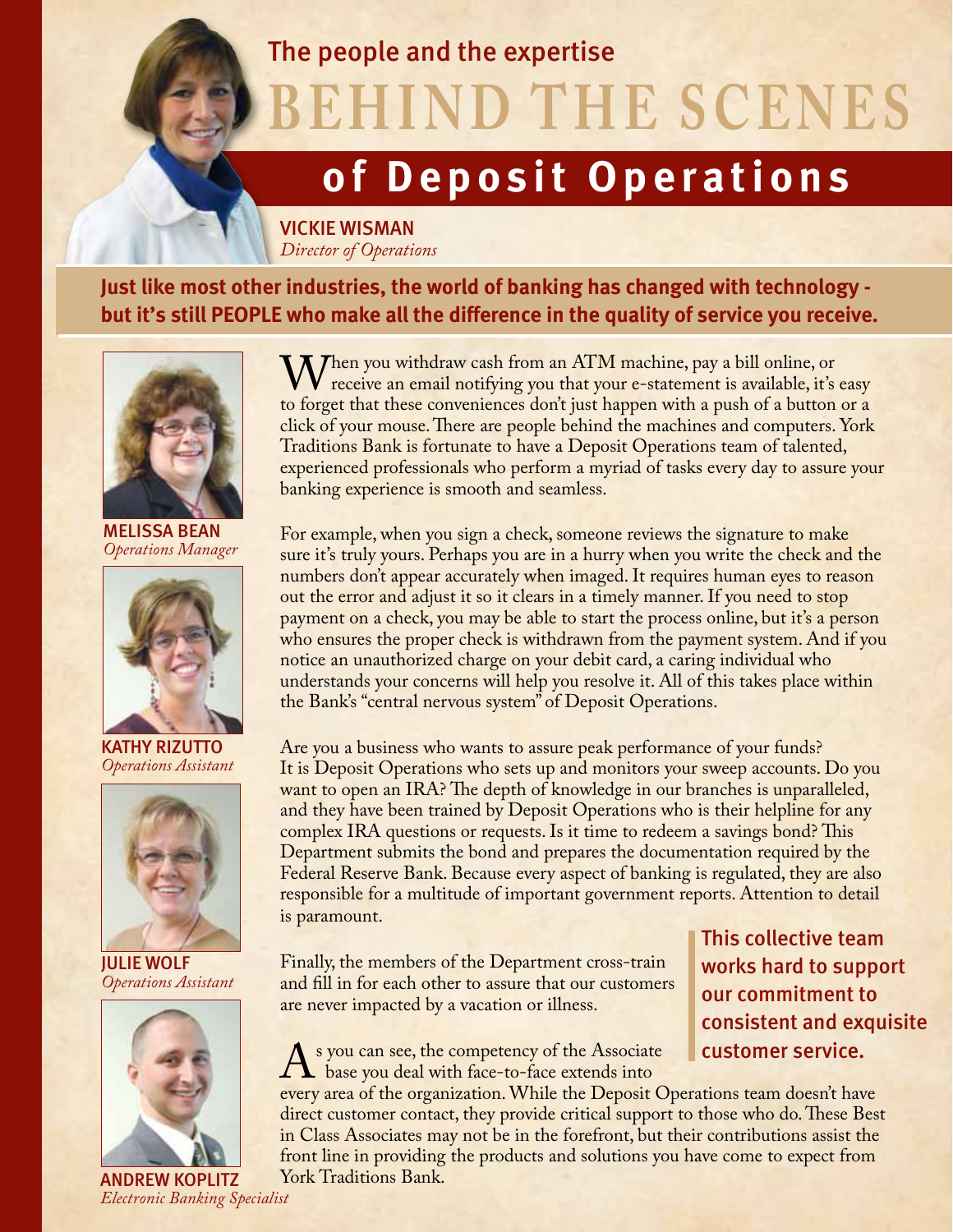## The people and the expertise

# BEHIND THE SCENES

# of Deposit Operations

VICKIE WISMAN
*Director of Operations*

**Just like most other industries, the world of banking has changed with technology - but it's still PEOPLE who make all the difference in the quality of service you receive.**

When you withdraw cash from an ATM machine, pay a bill online, or receive an email notifying you that your e-statement is available, it's easy to forget that these conveniences don't just happen with a push of a button or a click of your mouse. There are people behind the machines and computers. York Traditions Bank is fortunate to have a Deposit Operations team of talented, experienced professionals who perform a myriad of tasks every day to assure your banking experience is smooth and seamless.

For example, when you sign a check, someone reviews the signature to make sure it's truly yours. Perhaps you are in a hurry when you write the check and the numbers don't appear accurately when imaged. It requires human eyes to reason out the error and adjust it so it clears in a timely manner. If you need to stop payment on a check, you may be able to start the process online, but it's a person who ensures the proper check is withdrawn from the payment system. And if you notice an unauthorized charge on your debit card, a caring individual who understands your concerns will help you resolve it. All of this takes place within the Bank's "central nervous system" of Deposit Operations.

Are you a business who wants to assure peak performance of your funds? It is Deposit Operations who sets up and monitors your sweep accounts. Do you want to open an IRA? The depth of knowledge in our branches is unparalleled, and they have been trained by Deposit Operations who is their helpline for any complex IRA questions or requests. Is it time to redeem a savings bond? This Department submits the bond and prepares the documentation required by the Federal Reserve Bank. Because every aspect of banking is regulated, they are also responsible for a multitude of important government reports. Attention to detail is paramount.

Finally, the members of the Department cross-train and fill in for each other to assure that our customers are never impacted by a vacation or illness.

> This collective team works hard to support our commitment to consistent and exquisite customer service.

As you can see, the competency of the Associate base you deal with face-to-face extends into every area of the organization. While the Deposit Operations team doesn't have direct customer contact, they provide critical support to those who do. These Best in Class Associates may not be in the forefront, but their contributions assist the front line in providing the products and solutions you have come to expect from York Traditions Bank.

MELISSA BEAN
*Operations Manager*

KATHY RIZUTTO
*Operations Assistant*

JULIE WOLF
*Operations Assistant*

ANDREW KOPLITZ
*Electronic Banking Specialist*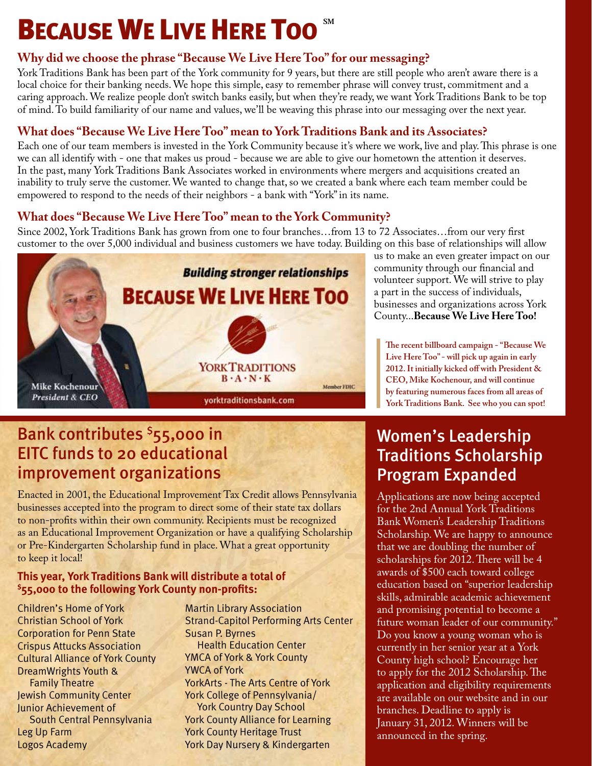# Because We Live Here Too℠

### Why did we choose the phrase "Because We Live Here Too" for our messaging?

York Traditions Bank has been part of the York community for 9 years, but there are still people who aren't aware there is a local choice for their banking needs. We hope this simple, easy to remember phrase will convey trust, commitment and a caring approach. We realize people don't switch banks easily, but when they're ready, we want York Traditions Bank to be top of mind. To build familiarity of our name and values, we'll be weaving this phrase into our messaging over the next year.

### What does "Because We Live Here Too" mean to York Traditions Bank and its Associates?

Each one of our team members is invested in the York Community because it's where we work, live and play. This phrase is one we can all identify with - one that makes us proud - because we are able to give our hometown the attention it deserves. In the past, many York Traditions Bank Associates worked in environments where mergers and acquisitions created an inability to truly serve the customer. We wanted to change that, so we created a bank where each team member could be empowered to respond to the needs of their neighbors - a bank with "York" in its name.

### What does "Because We Live Here Too" mean to the York Community?

Since 2002, York Traditions Bank has grown from one to four branches…from 13 to 72 Associates…from our very first customer to the over 5,000 individual and business customers we have today. Building on this base of relationships will allow us to make an even greater impact on our community through our financial and volunteer support. We will strive to play a part in the success of individuals, businesses and organizations across York County...**Because We Live Here Too!**

Building stronger relationships
BECAUSE WE LIVE HERE TOO
YORK TRADITIONS B·A·N·K
Member FDIC
yorktraditionsbank.com
Mike Kochenour
*President & CEO*

**The recent billboard campaign - "Because We Live Here Too" - will pick up again in early 2012. It initially kicked off with President & CEO, Mike Kochenour, and will continue by featuring numerous faces from all areas of York Traditions Bank. See who you can spot!**

## Bank contributes $55,000 in EITC funds to 20 educational improvement organizations

Enacted in 2001, the Educational Improvement Tax Credit allows Pennsylvania businesses accepted into the program to direct some of their state tax dollars to non-profits within their own community. Recipients must be recognized as an Educational Improvement Organization or have a qualifying Scholarship or Pre-Kindergarten Scholarship fund in place. What a great opportunity to keep it local!

**This year, York Traditions Bank will distribute a total of $55,000 to the following York County non-profits:**

- Children's Home of York
- Christian School of York
- Corporation for Penn State
- Crispus Attucks Association
- Cultural Alliance of York County
- DreamWrights Youth & Family Theatre
- Jewish Community Center
- Junior Achievement of South Central Pennsylvania
- Leg Up Farm
- Logos Academy
- Martin Library Association
- Strand-Capitol Performing Arts Center
- Susan P. Byrnes Health Education Center
- YMCA of York & York County
- YWCA of York
- YorkArts - The Arts Centre of York
- York College of Pennsylvania/ York Country Day School
- York County Alliance for Learning
- York County Heritage Trust
- York Day Nursery & Kindergarten

## Women's Leadership Traditions Scholarship Program Expanded

Applications are now being accepted for the 2nd Annual York Traditions Bank Women's Leadership Traditions Scholarship. We are happy to announce that we are doubling the number of scholarships for 2012. There will be 4 awards of $500 each toward college education based on "superior leadership skills, admirable academic achievement and promising potential to become a future woman leader of our community." Do you know a young woman who is currently in her senior year at a York County high school? Encourage her to apply for the 2012 Scholarship. The application and eligibility requirements are available on our website and in our branches. Deadline to apply is January 31, 2012. Winners will be announced in the spring.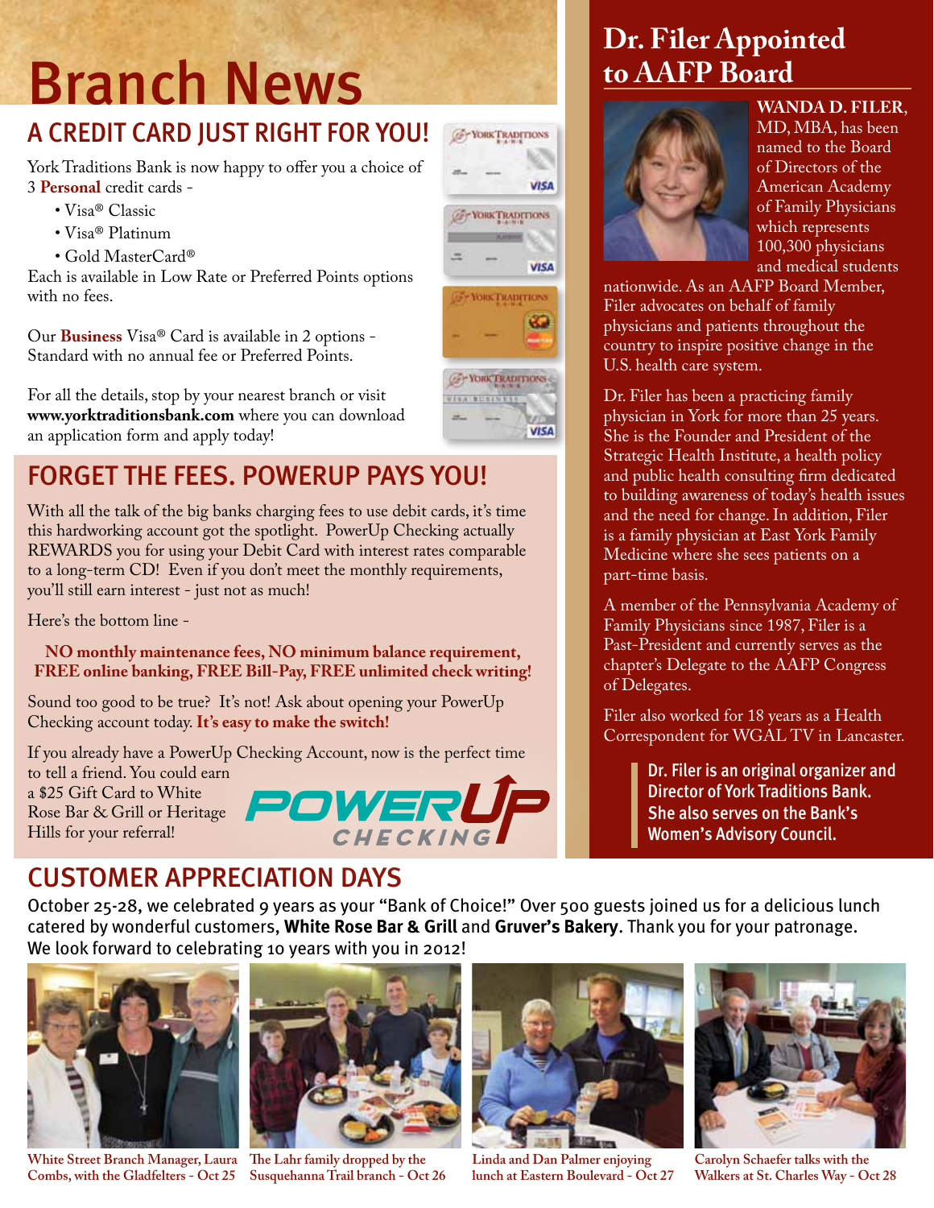# Branch News

## A CREDIT CARD JUST RIGHT FOR YOU!

York Traditions Bank is now happy to offer you a choice of 3 **Personal** credit cards -

- Visa® Classic
- Visa® Platinum
- Gold MasterCard®

Each is available in Low Rate or Preferred Points options with no fees.

Our **Business** Visa® Card is available in 2 options - Standard with no annual fee or Preferred Points.

For all the details, stop by your nearest branch or visit **www.yorktraditionsbank.com** where you can download an application form and apply today!

## FORGET THE FEES. POWERUP PAYS YOU!

With all the talk of the big banks charging fees to use debit cards, it's time this hardworking account got the spotlight. PowerUp Checking actually REWARDS you for using your Debit Card with interest rates comparable to a long-term CD! Even if you don't meet the monthly requirements, you'll still earn interest - just not as much!

Here's the bottom line -

**NO monthly maintenance fees, NO minimum balance requirement, FREE online banking, FREE Bill-Pay, FREE unlimited check writing!**

Sound too good to be true? It's not! Ask about opening your PowerUp Checking account today. **It's easy to make the switch!**

If you already have a PowerUp Checking Account, now is the perfect time to tell a friend. You could earn a $25 Gift Card to White Rose Bar & Grill or Heritage Hills for your referral!

POWERUP CHECKING

## Dr. Filer Appointed to AAFP Board

**WANDA D. FILER**, MD, MBA, has been named to the Board of Directors of the American Academy of Family Physicians which represents 100,300 physicians and medical students nationwide. As an AAFP Board Member, Filer advocates on behalf of family physicians and patients throughout the country to inspire positive change in the U.S. health care system.

Dr. Filer has been a practicing family physician in York for more than 25 years. She is the Founder and President of the Strategic Health Institute, a health policy and public health consulting firm dedicated to building awareness of today's health issues and the need for change. In addition, Filer is a family physician at East York Family Medicine where she sees patients on a part-time basis.

A member of the Pennsylvania Academy of Family Physicians since 1987, Filer is a Past-President and currently serves as the chapter's Delegate to the AAFP Congress of Delegates.

Filer also worked for 18 years as a Health Correspondent for WGAL TV in Lancaster.

**Dr. Filer is an original organizer and Director of York Traditions Bank. She also serves on the Bank's Women's Advisory Council.**

## CUSTOMER APPRECIATION DAYS

October 25-28, we celebrated 9 years as your "Bank of Choice!" Over 500 guests joined us for a delicious lunch catered by wonderful customers, **White Rose Bar & Grill** and **Gruver's Bakery**. Thank you for your patronage. We look forward to celebrating 10 years with you in 2012!

White Street Branch Manager, Laura Combs, with the Gladfelters - Oct 25

The Lahr family dropped by the Susquehanna Trail branch - Oct 26

Linda and Dan Palmer enjoying lunch at Eastern Boulevard - Oct 27

Carolyn Schaefer talks with the Walkers at St. Charles Way - Oct 28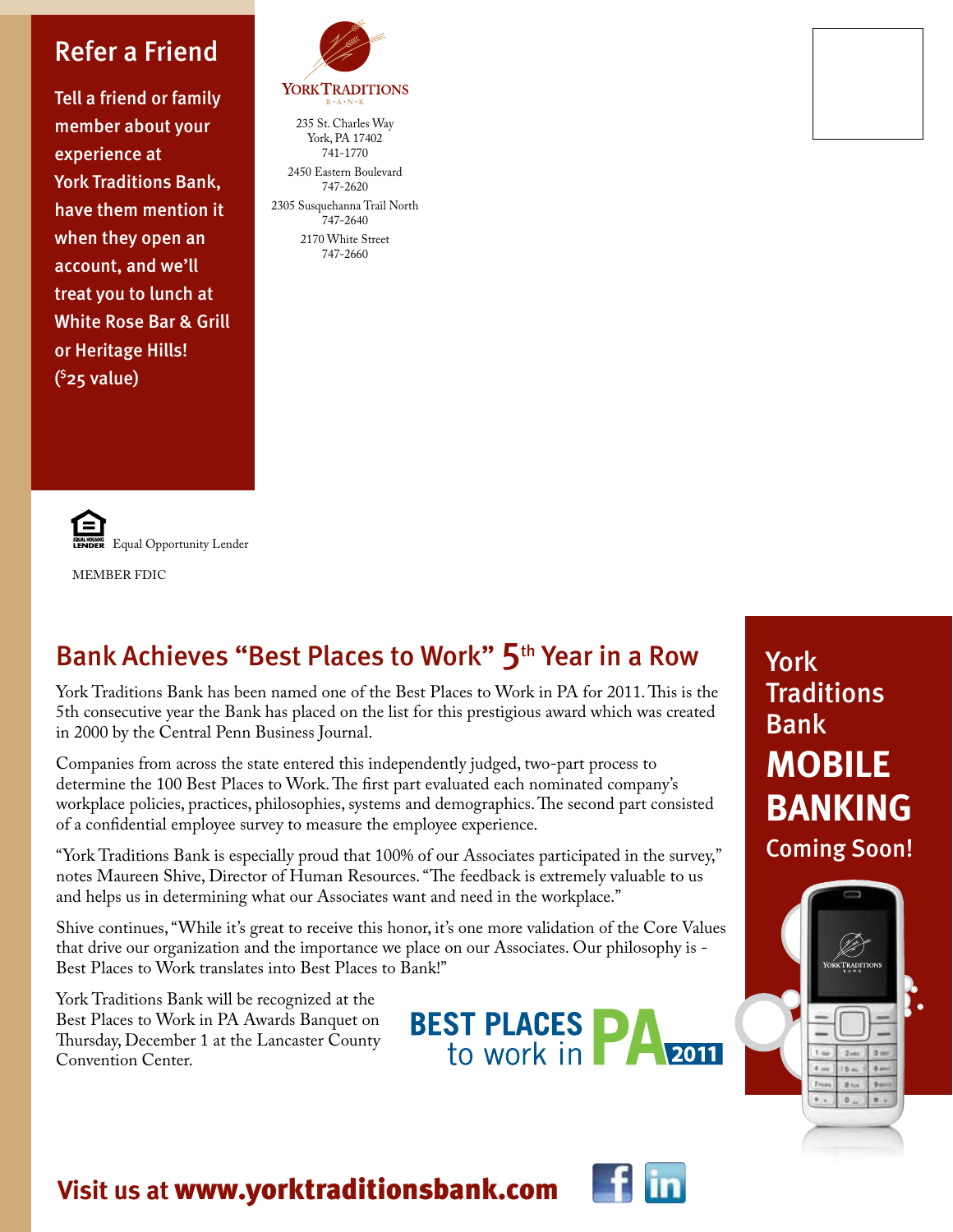## Refer a Friend

Tell a friend or family member about your experience at York Traditions Bank, have them mention it when they open an account, and we'll treat you to lunch at White Rose Bar & Grill or Heritage Hills! ($25 value)

YORK TRADITIONS BANK

235 St. Charles Way
York, PA 17402
741-1770

2450 Eastern Boulevard
747-2620

2305 Susquehanna Trail North
747-2640

2170 White Street
747-2660

Equal Opportunity Lender

MEMBER FDIC

## Bank Achieves "Best Places to Work" 5th Year in a Row

York Traditions Bank has been named one of the Best Places to Work in PA for 2011. This is the 5th consecutive year the Bank has placed on the list for this prestigious award which was created in 2000 by the Central Penn Business Journal.

Companies from across the state entered this independently judged, two-part process to determine the 100 Best Places to Work. The first part evaluated each nominated company's workplace policies, practices, philosophies, systems and demographics. The second part consisted of a confidential employee survey to measure the employee experience.

"York Traditions Bank is especially proud that 100% of our Associates participated in the survey," notes Maureen Shive, Director of Human Resources. "The feedback is extremely valuable to us and helps us in determining what our Associates want and need in the workplace."

Shive continues, "While it's great to receive this honor, it's one more validation of the Core Values that drive our organization and the importance we place on our Associates. Our philosophy is - Best Places to Work translates into Best Places to Bank!"

York Traditions Bank will be recognized at the Best Places to Work in PA Awards Banquet on Thursday, December 1 at the Lancaster County Convention Center.

BEST PLACES to work in PA 2011

York Traditions Bank **MOBILE BANKING** Coming Soon!

Visit us at **www.yorktraditionsbank.com**